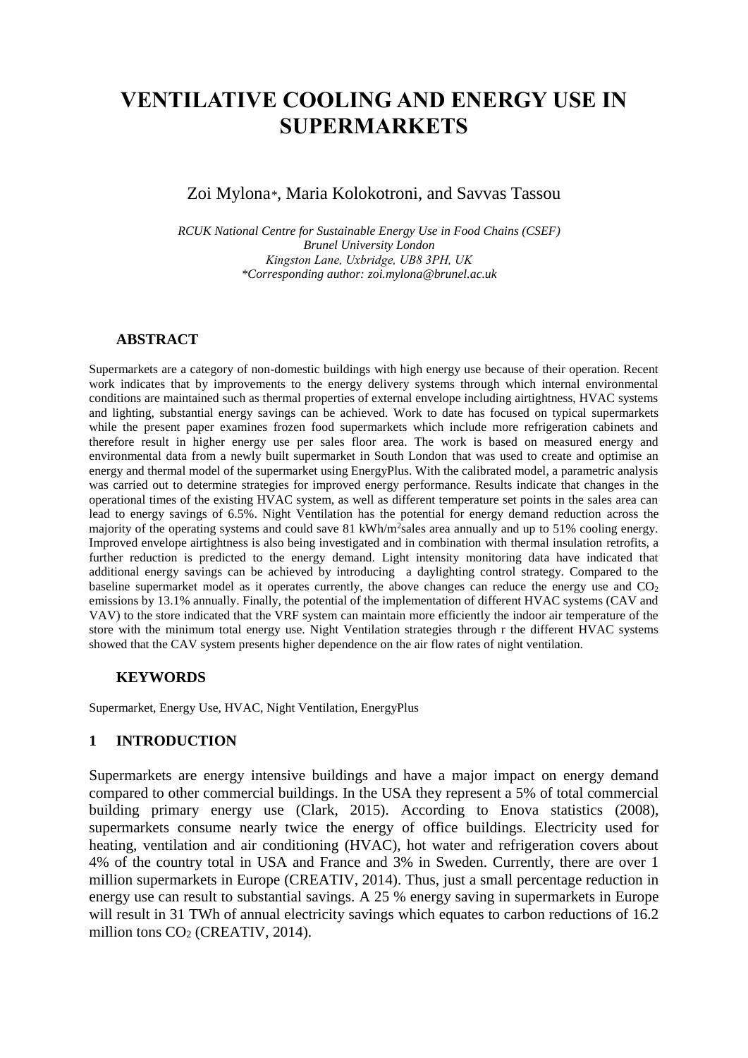# VENTILATIVE COOLING AND ENERGY USE IN SUPERMARKETS

Zoi Mylona*, Maria Kolokotroni, and Savvas Tassou

*RCUK National Centre for Sustainable Energy Use in Food Chains (CSEF)*
*Brunel University London*
*Kingston Lane, Uxbridge, UB8 3PH, UK*
*\*Corresponding author: zoi.mylona@brunel.ac.uk*

## ABSTRACT

Supermarkets are a category of non-domestic buildings with high energy use because of their operation. Recent work indicates that by improvements to the energy delivery systems through which internal environmental conditions are maintained such as thermal properties of external envelope including airtightness, HVAC systems and lighting, substantial energy savings can be achieved. Work to date has focused on typical supermarkets while the present paper examines frozen food supermarkets which include more refrigeration cabinets and therefore result in higher energy use per sales floor area. The work is based on measured energy and environmental data from a newly built supermarket in South London that was used to create and optimise an energy and thermal model of the supermarket using EnergyPlus. With the calibrated model, a parametric analysis was carried out to determine strategies for improved energy performance. Results indicate that changes in the operational times of the existing HVAC system, as well as different temperature set points in the sales area can lead to energy savings of 6.5%. Night Ventilation has the potential for energy demand reduction across the majority of the operating systems and could save 81 kWh/m$^2$sales area annually and up to 51% cooling energy. Improved envelope airtightness is also being investigated and in combination with thermal insulation retrofits, a further reduction is predicted to the energy demand. Light intensity monitoring data have indicated that additional energy savings can be achieved by introducing a daylighting control strategy. Compared to the baseline supermarket model as it operates currently, the above changes can reduce the energy use and $CO_2$ emissions by 13.1% annually. Finally, the potential of the implementation of different HVAC systems (CAV and VAV) to the store indicated that the VRF system can maintain more efficiently the indoor air temperature of the store with the minimum total energy use. Night Ventilation strategies through r the different HVAC systems showed that the CAV system presents higher dependence on the air flow rates of night ventilation.

## KEYWORDS

Supermarket, Energy Use, HVAC, Night Ventilation, EnergyPlus

## 1 INTRODUCTION

Supermarkets are energy intensive buildings and have a major impact on energy demand compared to other commercial buildings. In the USA they represent a 5% of total commercial building primary energy use (Clark, 2015). According to Enova statistics (2008), supermarkets consume nearly twice the energy of office buildings. Electricity used for heating, ventilation and air conditioning (HVAC), hot water and refrigeration covers about 4% of the country total in USA and France and 3% in Sweden. Currently, there are over 1 million supermarkets in Europe (CREATIV, 2014). Thus, just a small percentage reduction in energy use can result to substantial savings. A 25 % energy saving in supermarkets in Europe will result in 31 TWh of annual electricity savings which equates to carbon reductions of 16.2 million tons $CO_2$ (CREATIV, 2014).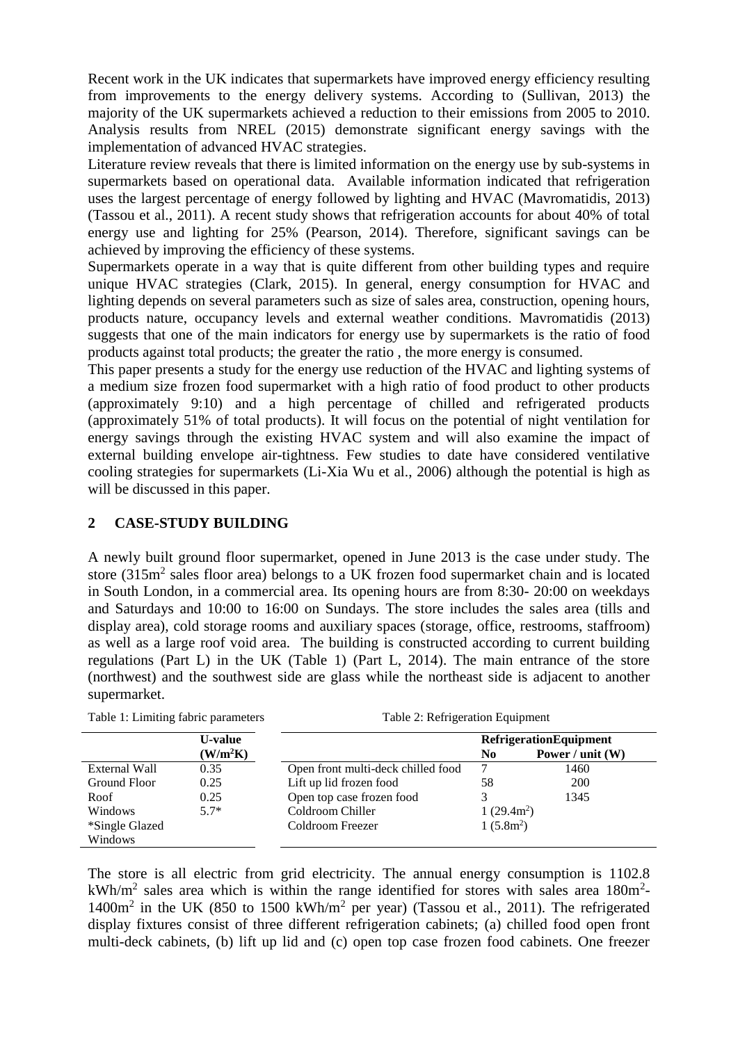Recent work in the UK indicates that supermarkets have improved energy efficiency resulting from improvements to the energy delivery systems. According to (Sullivan, 2013) the majority of the UK supermarkets achieved a reduction to their emissions from 2005 to 2010. Analysis results from NREL (2015) demonstrate significant energy savings with the implementation of advanced HVAC strategies.

Literature review reveals that there is limited information on the energy use by sub-systems in supermarkets based on operational data. Available information indicated that refrigeration uses the largest percentage of energy followed by lighting and HVAC (Mavromatidis, 2013) (Tassou et al., 2011). A recent study shows that refrigeration accounts for about 40% of total energy use and lighting for 25% (Pearson, 2014). Therefore, significant savings can be achieved by improving the efficiency of these systems.

Supermarkets operate in a way that is quite different from other building types and require unique HVAC strategies (Clark, 2015). In general, energy consumption for HVAC and lighting depends on several parameters such as size of sales area, construction, opening hours, products nature, occupancy levels and external weather conditions. Mavromatidis (2013) suggests that one of the main indicators for energy use by supermarkets is the ratio of food products against total products; the greater the ratio , the more energy is consumed.

This paper presents a study for the energy use reduction of the HVAC and lighting systems of a medium size frozen food supermarket with a high ratio of food product to other products (approximately 9:10) and a high percentage of chilled and refrigerated products (approximately 51% of total products). It will focus on the potential of night ventilation for energy savings through the existing HVAC system and will also examine the impact of external building envelope air-tightness. Few studies to date have considered ventilative cooling strategies for supermarkets (Li-Xia Wu et al., 2006) although the potential is high as will be discussed in this paper.

## 2 CASE-STUDY BUILDING

A newly built ground floor supermarket, opened in June 2013 is the case under study. The store (315m$^2$ sales floor area) belongs to a UK frozen food supermarket chain and is located in South London, in a commercial area. Its opening hours are from 8:30- 20:00 on weekdays and Saturdays and 10:00 to 16:00 on Sundays. The store includes the sales area (tills and display area), cold storage rooms and auxiliary spaces (storage, office, restrooms, staffroom) as well as a large roof void area. The building is constructed according to current building regulations (Part L) in the UK (Table 1) (Part L, 2014). The main entrance of the store (northwest) and the southwest side are glass while the northeast side is adjacent to another supermarket.

Table 1: Limiting fabric parameters

| | U-value (W/m$^2$K) |
|---|---|
| External Wall | 0.35 |
| Ground Floor | 0.25 |
| Roof | 0.25 |
| Windows | 5.7* |
| *Single Glazed Windows | |

Table 2: Refrigeration Equipment

| | RefrigerationEquipment | |
|---|---|---|
| | No | Power / unit (W) |
| Open front multi-deck chilled food | 7 | 1460 |
| Lift up lid frozen food | 58 | 200 |
| Open top case frozen food | 3 | 1345 |
| Coldroom Chiller | 1 (29.4m$^2$) | |
| Coldroom Freezer | 1 (5.8m$^2$) | |

The store is all electric from grid electricity. The annual energy consumption is 1102.8 kWh/m$^2$ sales area which is within the range identified for stores with sales area 180m$^2$-1400m$^2$ in the UK (850 to 1500 kWh/m$^2$ per year) (Tassou et al., 2011). The refrigerated display fixtures consist of three different refrigeration cabinets; (a) chilled food open front multi-deck cabinets, (b) lift up lid and (c) open top case frozen food cabinets. One freezer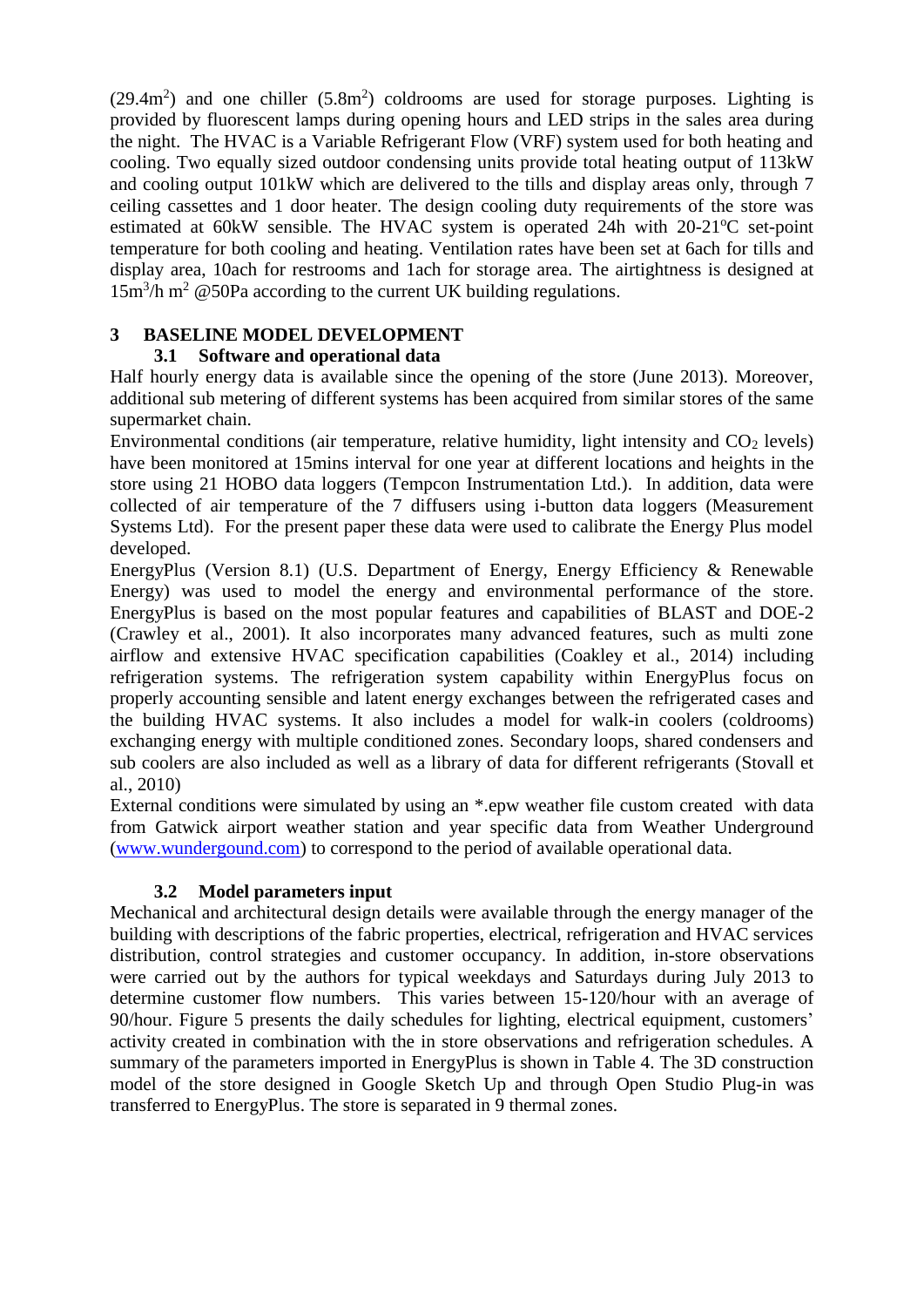(29.4m$^2$) and one chiller (5.8m$^2$) coldrooms are used for storage purposes. Lighting is provided by fluorescent lamps during opening hours and LED strips in the sales area during the night. The HVAC is a Variable Refrigerant Flow (VRF) system used for both heating and cooling. Two equally sized outdoor condensing units provide total heating output of 113kW and cooling output 101kW which are delivered to the tills and display areas only, through 7 ceiling cassettes and 1 door heater. The design cooling duty requirements of the store was estimated at 60kW sensible. The HVAC system is operated 24h with 20-21$^o$C set-point temperature for both cooling and heating. Ventilation rates have been set at 6ach for tills and display area, 10ach for restrooms and 1ach for storage area. The airtightness is designed at 15m$^3$/h m$^2$ @50Pa according to the current UK building regulations.

## 3 BASELINE MODEL DEVELOPMENT

### 3.1 Software and operational data

Half hourly energy data is available since the opening of the store (June 2013). Moreover, additional sub metering of different systems has been acquired from similar stores of the same supermarket chain.

Environmental conditions (air temperature, relative humidity, light intensity and $CO_2$ levels) have been monitored at 15mins interval for one year at different locations and heights in the store using 21 HOBO data loggers (Tempcon Instrumentation Ltd.). In addition, data were collected of air temperature of the 7 diffusers using i-button data loggers (Measurement Systems Ltd). For the present paper these data were used to calibrate the Energy Plus model developed.

EnergyPlus (Version 8.1) (U.S. Department of Energy, Energy Efficiency & Renewable Energy) was used to model the energy and environmental performance of the store. EnergyPlus is based on the most popular features and capabilities of BLAST and DOE-2 (Crawley et al., 2001). It also incorporates many advanced features, such as multi zone airflow and extensive HVAC specification capabilities (Coakley et al., 2014) including refrigeration systems. The refrigeration system capability within EnergyPlus focus on properly accounting sensible and latent energy exchanges between the refrigerated cases and the building HVAC systems. It also includes a model for walk-in coolers (coldrooms) exchanging energy with multiple conditioned zones. Secondary loops, shared condensers and sub coolers are also included as well as a library of data for different refrigerants (Stovall et al., 2010)

External conditions were simulated by using an *.epw weather file custom created with data from Gatwick airport weather station and year specific data from Weather Underground (www.wundergound.com) to correspond to the period of available operational data.

### 3.2 Model parameters input

Mechanical and architectural design details were available through the energy manager of the building with descriptions of the fabric properties, electrical, refrigeration and HVAC services distribution, control strategies and customer occupancy. In addition, in-store observations were carried out by the authors for typical weekdays and Saturdays during July 2013 to determine customer flow numbers. This varies between 15-120/hour with an average of 90/hour. Figure 5 presents the daily schedules for lighting, electrical equipment, customers' activity created in combination with the in store observations and refrigeration schedules. A summary of the parameters imported in EnergyPlus is shown in Table 4. The 3D construction model of the store designed in Google Sketch Up and through Open Studio Plug-in was transferred to EnergyPlus. The store is separated in 9 thermal zones.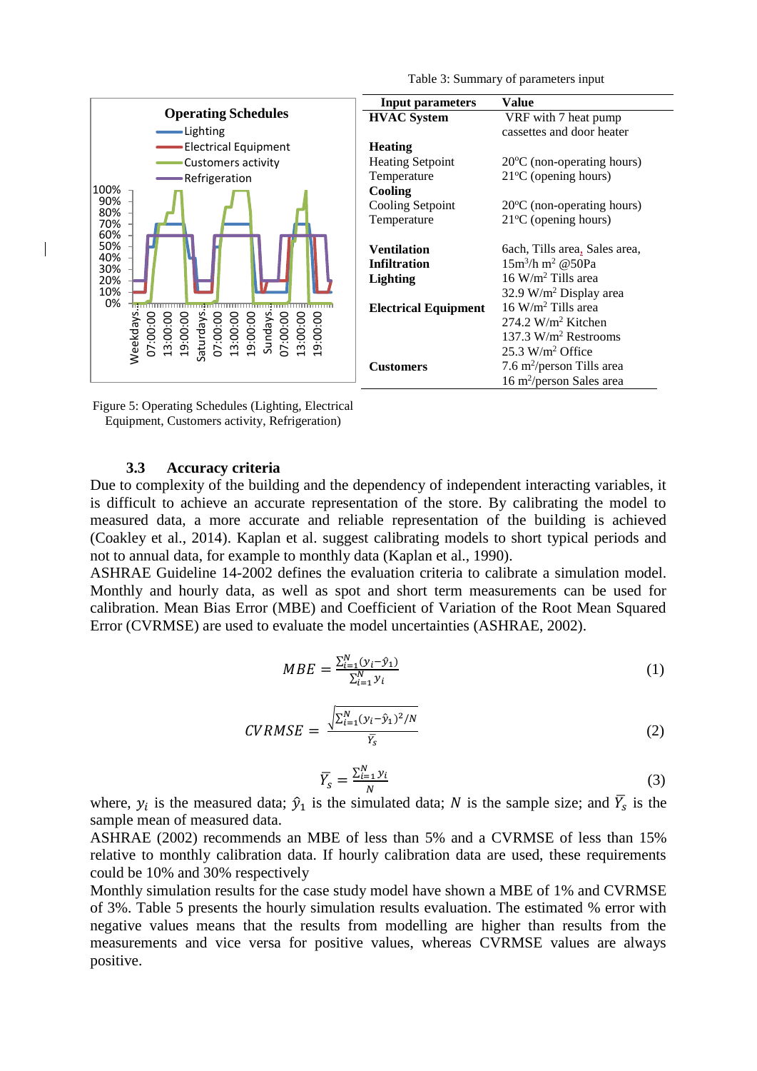Table 3: Summary of parameters input

| Input parameters | Value |
|---|---|
| **HVAC System** | VRF with 7 heat pump cassettes and door heater |
| **Heating** | |
| Heating Setpoint Temperature | 20°C (non-operating hours) 21°C (opening hours) |
| **Cooling** | |
| Cooling Setpoint Temperature | 20°C (non-operating hours) 21°C (opening hours) |
| **Ventilation** | 6ach, Tills area, Sales area, |
| **Infiltration** | 15m³/h m² @50Pa |
| **Lighting** | 16 W/m² Tills area 32.9 W/m² Display area |
| **Electrical Equipment** | 16 W/m² Tills area 274.2 W/m² Kitchen 137.3 W/m² Restrooms 25.3 W/m² Office |
| **Customers** | 7.6 m²/person Tills area 16 m²/person Sales area |

Figure 5: Operating Schedules (Lighting, Electrical Equipment, Customers activity, Refrigeration)

### 3.3 Accuracy criteria

Due to complexity of the building and the dependency of independent interacting variables, it is difficult to achieve an accurate representation of the store. By calibrating the model to measured data, a more accurate and reliable representation of the building is achieved (Coakley et al., 2014). Kaplan et al. suggest calibrating models to short typical periods and not to annual data, for example to monthly data (Kaplan et al., 1990).

ASHRAE Guideline 14-2002 defines the evaluation criteria to calibrate a simulation model. Monthly and hourly data, as well as spot and short term measurements can be used for calibration. Mean Bias Error (MBE) and Coefficient of Variation of the Root Mean Squared Error (CVRMSE) are used to evaluate the model uncertainties (ASHRAE, 2002).

$$MBE = \frac{\sum_{i=1}^{N}(y_i - \hat{y}_1)}{\sum_{i=1}^{N} y_i} \tag{1}$$

$$CVRMSE = \frac{\sqrt{\sum_{i=1}^{N}(y_i - \hat{y}_1)^2/N}}{\overline{Y_s}} \tag{2}$$

$$\overline{Y_s} = \frac{\sum_{i=1}^{N} y_i}{N} \tag{3}$$

where, $y_i$ is the measured data; $\hat{y}_1$ is the simulated data; $N$ is the sample size; and $\overline{Y_s}$ is the sample mean of measured data.

ASHRAE (2002) recommends an MBE of less than 5% and a CVRMSE of less than 15% relative to monthly calibration data. If hourly calibration data are used, these requirements could be 10% and 30% respectively

Monthly simulation results for the case study model have shown a MBE of 1% and CVRMSE of 3%. Table 5 presents the hourly simulation results evaluation. The estimated % error with negative values means that the results from modelling are higher than results from the measurements and vice versa for positive values, whereas CVRMSE values are always positive.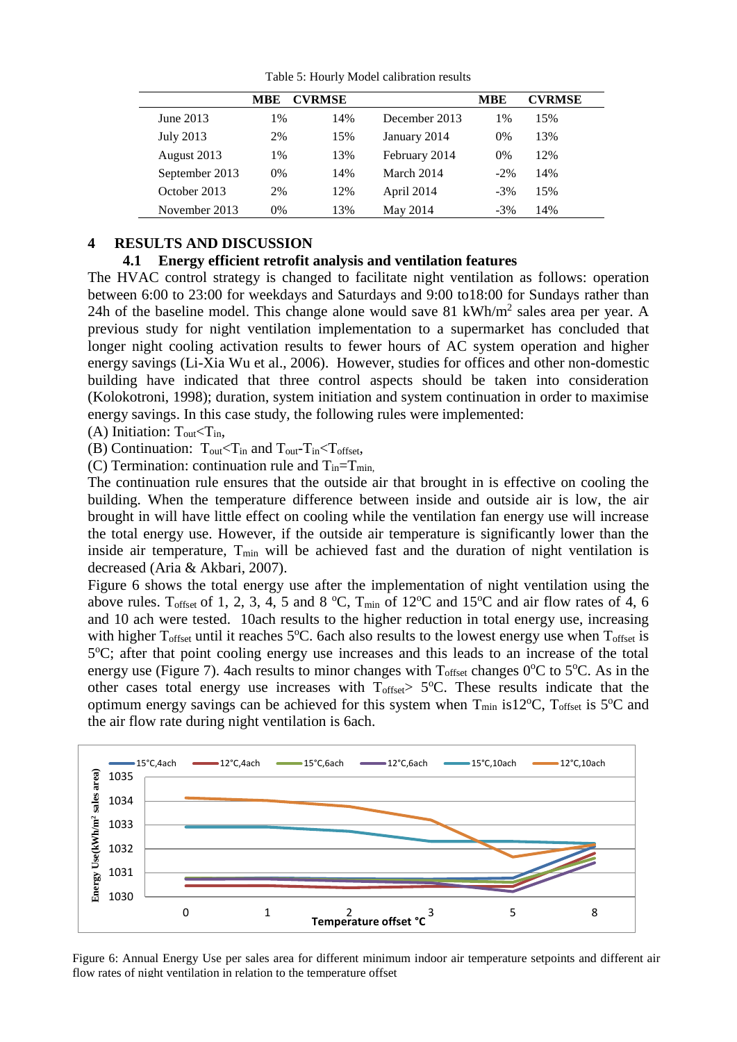Table 5: Hourly Model calibration results

| | MBE | CVRMSE | | MBE | CVRMSE |
|---|---|---|---|---|---|
| June 2013 | 1% | 14% | December 2013 | 1% | 15% |
| July 2013 | 2% | 15% | January 2014 | 0% | 13% |
| August 2013 | 1% | 13% | February 2014 | 0% | 12% |
| September 2013 | 0% | 14% | March 2014 | -2% | 14% |
| October 2013 | 2% | 12% | April 2014 | -3% | 15% |
| November 2013 | 0% | 13% | May 2014 | -3% | 14% |

# 4 RESULTS AND DISCUSSION

## 4.1 Energy efficient retrofit analysis and ventilation features

The HVAC control strategy is changed to facilitate night ventilation as follows: operation between 6:00 to 23:00 for weekdays and Saturdays and 9:00 to18:00 for Sundays rather than 24h of the baseline model. This change alone would save 81 kWh/m$^2$ sales area per year. A previous study for night ventilation implementation to a supermarket has concluded that longer night cooling activation results to fewer hours of AC system operation and higher energy savings (Li-Xia Wu et al., 2006). However, studies for offices and other non-domestic building have indicated that three control aspects should be taken into consideration (Kolokotroni, 1998); duration, system initiation and system continuation in order to maximise energy savings. In this case study, the following rules were implemented:

(A) Initiation: $T_{out}<T_{in}$,

(B) Continuation: $T_{out}<T_{in}$ and $T_{out}-T_{in}<T_{offset}$,

(C) Termination: continuation rule and $T_{in}=T_{min,}$

The continuation rule ensures that the outside air that brought in is effective on cooling the building. When the temperature difference between inside and outside air is low, the air brought in will have little effect on cooling while the ventilation fan energy use will increase the total energy use. However, if the outside air temperature is significantly lower than the inside air temperature, $T_{min}$ will be achieved fast and the duration of night ventilation is decreased (Aria & Akbari, 2007).

Figure 6 shows the total energy use after the implementation of night ventilation using the above rules. $T_{offset}$ of 1, 2, 3, 4, 5 and 8 $^oC$, $T_{min}$ of 12$^o$C and 15$^o$C and air flow rates of 4, 6 and 10 ach were tested. 10ach results to the higher reduction in total energy use, increasing with higher $T_{offset}$ until it reaches 5$^o$C. 6ach also results to the lowest energy use when $T_{offset}$ is 5$^o$C; after that point cooling energy use increases and this leads to an increase of the total energy use (Figure 7). 4ach results to minor changes with $T_{offset}$ changes 0$^o$C to 5$^o$C. As in the other cases total energy use increases with $T_{offset}$> 5$^o$C. These results indicate that the optimum energy savings can be achieved for this system when $T_{min}$ is12$^o$C, $T_{offset}$ is 5$^o$C and the air flow rate during night ventilation is 6ach.

Figure 6: Annual Energy Use per sales area for different minimum indoor air temperature setpoints and different air flow rates of night ventilation in relation to the temperature offset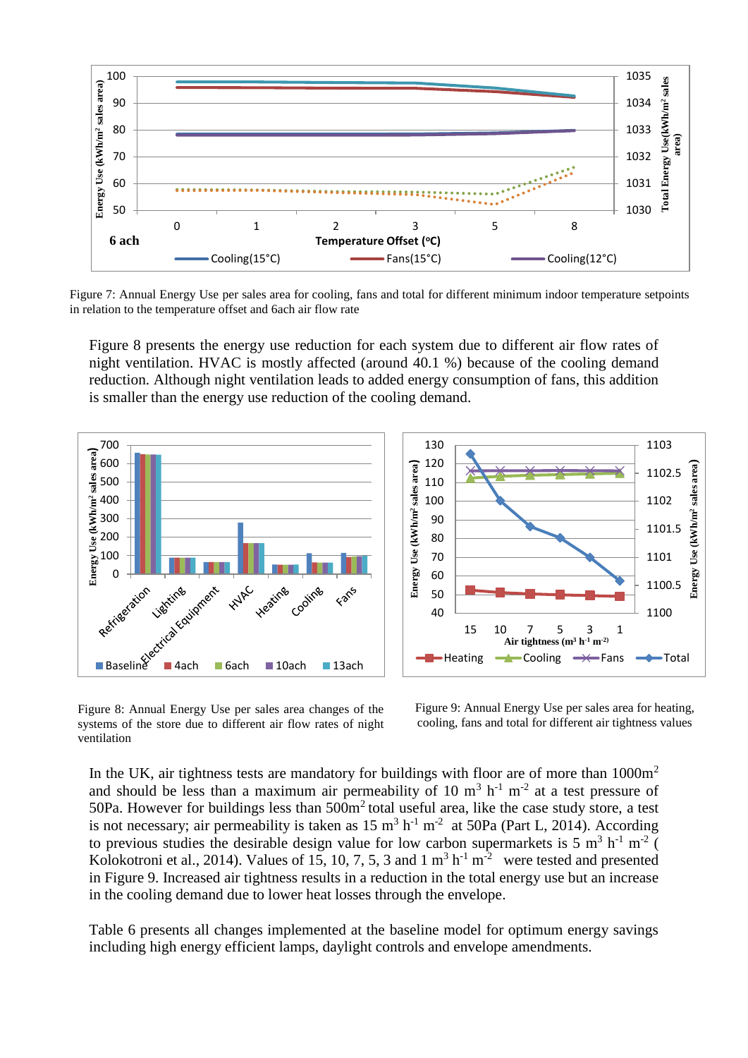Figure 7: Annual Energy Use per sales area for cooling, fans and total for different minimum indoor temperature setpoints in relation to the temperature offset and 6ach air flow rate

Figure 8 presents the energy use reduction for each system due to different air flow rates of night ventilation. HVAC is mostly affected (around 40.1 %) because of the cooling demand reduction. Although night ventilation leads to added energy consumption of fans, this addition is smaller than the energy use reduction of the cooling demand.

Figure 8: Annual Energy Use per sales area changes of the systems of the store due to different air flow rates of night ventilation

Figure 9: Annual Energy Use per sales area for heating, cooling, fans and total for different air tightness values

In the UK, air tightness tests are mandatory for buildings with floor are of more than 1000m$^2$ and should be less than a maximum air permeability of 10 m$^3$ h$^{-1}$ m$^{-2}$ at a test pressure of 50Pa. However for buildings less than 500m$^2$ total useful area, like the case study store, a test is not necessary; air permeability is taken as 15 m$^3$ h$^{-1}$ m$^{-2}$ at 50Pa (Part L, 2014). According to previous studies the desirable design value for low carbon supermarkets is 5 m$^3$ h$^{-1}$ m$^{-2}$ ( Kolokotroni et al., 2014). Values of 15, 10, 7, 5, 3 and 1 m$^3$ h$^{-1}$ m$^{-2}$ were tested and presented in Figure 9. Increased air tightness results in a reduction in the total energy use but an increase in the cooling demand due to lower heat losses through the envelope.

Table 6 presents all changes implemented at the baseline model for optimum energy savings including high energy efficient lamps, daylight controls and envelope amendments.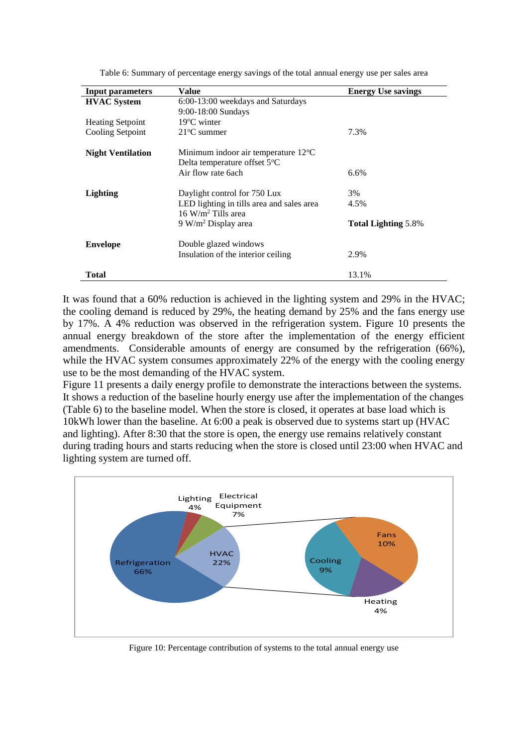Table 6: Summary of percentage energy savings of the total annual energy use per sales area

| Input parameters | Value | Energy Use savings |
|---|---|---|
| **HVAC System** | 6:00-13:00 weekdays and Saturdays | |
| | 9:00-18:00 Sundays | |
| Heating Setpoint | 19°C winter | |
| Cooling Setpoint | 21°C summer | 7.3% |
| **Night Ventilation** | Minimum indoor air temperature 12°C | |
| | Delta temperature offset 5°C | |
| | Air flow rate 6ach | 6.6% |
| **Lighting** | Daylight control for 750 Lux | 3% |
| | LED lighting in tills area and sales area | 4.5% |
| | 16 W/m$^2$ Tills area | |
| | 9 W/m$^2$ Display area | **Total Lighting** 5.8% |
| **Envelope** | Double glazed windows | |
| | Insulation of the interior ceiling | 2.9% |
| **Total** | | 13.1% |

It was found that a 60% reduction is achieved in the lighting system and 29% in the HVAC; the cooling demand is reduced by 29%, the heating demand by 25% and the fans energy use by 17%. A 4% reduction was observed in the refrigeration system. Figure 10 presents the annual energy breakdown of the store after the implementation of the energy efficient amendments. Considerable amounts of energy are consumed by the refrigeration (66%), while the HVAC system consumes approximately 22% of the energy with the cooling energy use to be the most demanding of the HVAC system.

Figure 11 presents a daily energy profile to demonstrate the interactions between the systems. It shows a reduction of the baseline hourly energy use after the implementation of the changes (Table 6) to the baseline model. When the store is closed, it operates at base load which is 10kWh lower than the baseline. At 6:00 a peak is observed due to systems start up (HVAC and lighting). After 8:30 that the store is open, the energy use remains relatively constant during trading hours and starts reducing when the store is closed until 23:00 when HVAC and lighting system are turned off.

Figure 10: Percentage contribution of systems to the total annual energy use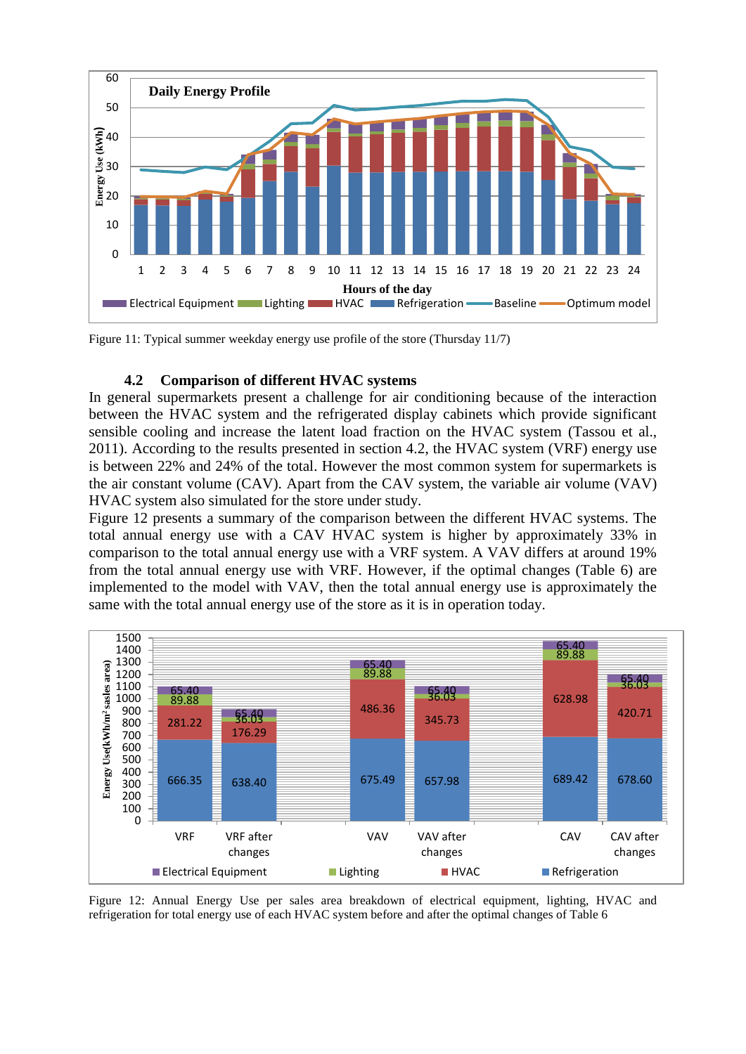Figure 11: Typical summer weekday energy use profile of the store (Thursday 11/7)

### 4.2 Comparison of different HVAC systems

In general supermarkets present a challenge for air conditioning because of the interaction between the HVAC system and the refrigerated display cabinets which provide significant sensible cooling and increase the latent load fraction on the HVAC system (Tassou et al., 2011). According to the results presented in section 4.2, the HVAC system (VRF) energy use is between 22% and 24% of the total. However the most common system for supermarkets is the air constant volume (CAV). Apart from the CAV system, the variable air volume (VAV) HVAC system also simulated for the store under study.

Figure 12 presents a summary of the comparison between the different HVAC systems. The total annual energy use with a CAV HVAC system is higher by approximately 33% in comparison to the total annual energy use with a VRF system. A VAV differs at around 19% from the total annual energy use with VRF. However, if the optimal changes (Table 6) are implemented to the model with VAV, then the total annual energy use is approximately the same with the total annual energy use of the store as it is in operation today.

Figure 12: Annual Energy Use per sales area breakdown of electrical equipment, lighting, HVAC and refrigeration for total energy use of each HVAC system before and after the optimal changes of Table 6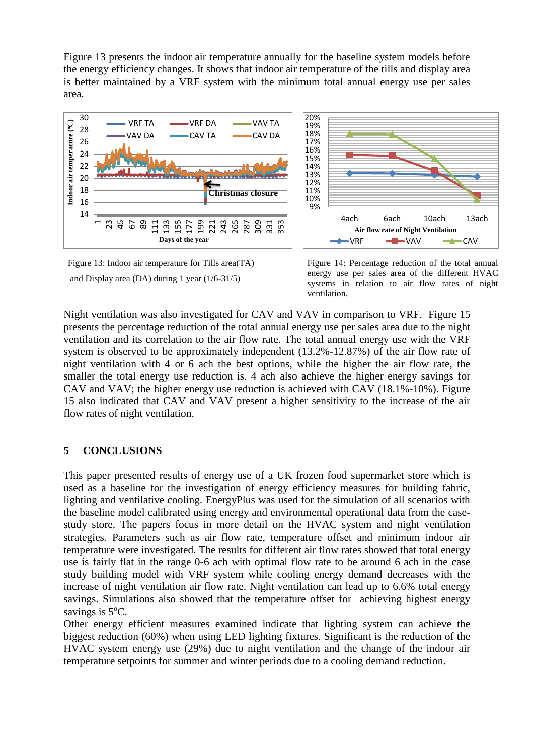Figure 13 presents the indoor air temperature annually for the baseline system models before the energy efficiency changes. It shows that indoor air temperature of the tills and display area is better maintained by a VRF system with the minimum total annual energy use per sales area.

Figure 13: Indoor air temperature for Tills area(TA) and Display area (DA) during 1 year (1/6-31/5)

Figure 14: Percentage reduction of the total annual energy use per sales area of the different HVAC systems in relation to air flow rates of night ventilation.

Night ventilation was also investigated for CAV and VAV in comparison to VRF. Figure 15 presents the percentage reduction of the total annual energy use per sales area due to the night ventilation and its correlation to the air flow rate. The total annual energy use with the VRF system is observed to be approximately independent (13.2%-12.87%) of the air flow rate of night ventilation with 4 or 6 ach the best options, while the higher the air flow rate, the smaller the total energy use reduction is. 4 ach also achieve the higher energy savings for CAV and VAV; the higher energy use reduction is achieved with CAV (18.1%-10%). Figure 15 also indicated that CAV and VAV present a higher sensitivity to the increase of the air flow rates of night ventilation.

## 5 CONCLUSIONS

This paper presented results of energy use of a UK frozen food supermarket store which is used as a baseline for the investigation of energy efficiency measures for building fabric, lighting and ventilative cooling. EnergyPlus was used for the simulation of all scenarios with the baseline model calibrated using energy and environmental operational data from the case-study store. The papers focus in more detail on the HVAC system and night ventilation strategies. Parameters such as air flow rate, temperature offset and minimum indoor air temperature were investigated. The results for different air flow rates showed that total energy use is fairly flat in the range 0-6 ach with optimal flow rate to be around 6 ach in the case study building model with VRF system while cooling energy demand decreases with the increase of night ventilation air flow rate. Night ventilation can lead up to 6.6% total energy savings. Simulations also showed that the temperature offset for achieving highest energy savings is 5$^{o}$C.

Other energy efficient measures examined indicate that lighting system can achieve the biggest reduction (60%) when using LED lighting fixtures. Significant is the reduction of the HVAC system energy use (29%) due to night ventilation and the change of the indoor air temperature setpoints for summer and winter periods due to a cooling demand reduction.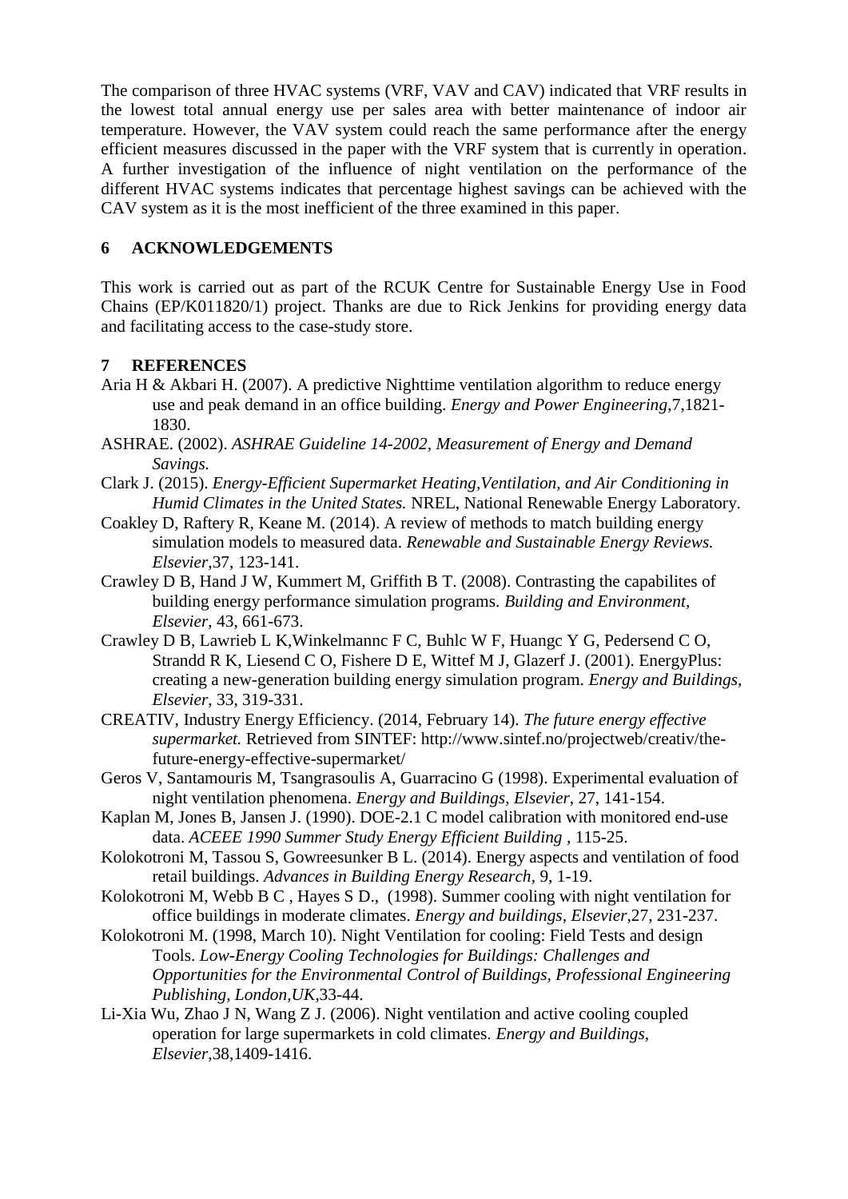The comparison of three HVAC systems (VRF, VAV and CAV) indicated that VRF results in the lowest total annual energy use per sales area with better maintenance of indoor air temperature. However, the VAV system could reach the same performance after the energy efficient measures discussed in the paper with the VRF system that is currently in operation. A further investigation of the influence of night ventilation on the performance of the different HVAC systems indicates that percentage highest savings can be achieved with the CAV system as it is the most inefficient of the three examined in this paper.

## 6 ACKNOWLEDGEMENTS

This work is carried out as part of the RCUK Centre for Sustainable Energy Use in Food Chains (EP/K011820/1) project. Thanks are due to Rick Jenkins for providing energy data and facilitating access to the case-study store.

## 7 REFERENCES

Aria H & Akbari H. (2007). A predictive Nighttime ventilation algorithm to reduce energy use and peak demand in an office building. *Energy and Power Engineering*,7,1821-1830.

ASHRAE. (2002). *ASHRAE Guideline 14-2002, Measurement of Energy and Demand Savings.*

Clark J. (2015). *Energy-Efficient Supermarket Heating,Ventilation, and Air Conditioning in Humid Climates in the United States.* NREL, National Renewable Energy Laboratory.

Coakley D, Raftery R, Keane M. (2014). A review of methods to match building energy simulation models to measured data. *Renewable and Sustainable Energy Reviews. Elsevier*,37, 123-141.

Crawley D B, Hand J W, Kummert M, Griffith B T. (2008). Contrasting the capabilites of building energy performance simulation programs. *Building and Environment, Elsevier*, 43, 661-673.

Crawley D B, Lawrieb L K,Winkelmannc F C, Buhlc W F, Huangc Y G, Pedersend C O, Strandd R K, Liesend C O, Fishere D E, Wittef M J, Glazerf J. (2001). EnergyPlus: creating a new-generation building energy simulation program. *Energy and Buildings, Elsevier*, 33, 319-331.

CREATIV, Industry Energy Efficiency. (2014, February 14). *The future energy effective supermarket.* Retrieved from SINTEF: http://www.sintef.no/projectweb/creativ/the-future-energy-effective-supermarket/

Geros V, Santamouris M, Tsangrasoulis A, Guarracino G (1998). Experimental evaluation of night ventilation phenomena. *Energy and Buildings, Elsevier*, 27, 141-154.

Kaplan M, Jones B, Jansen J. (1990). DOE-2.1 C model calibration with monitored end-use data. *ACEEE 1990 Summer Study Energy Efficient Building* , 115-25.

Kolokotroni M, Tassou S, Gowreesunker B L. (2014). Energy aspects and ventilation of food retail buildings. *Advances in Building Energy Research*, 9, 1-19.

Kolokotroni M, Webb B C , Hayes S D., (1998). Summer cooling with night ventilation for office buildings in moderate climates. *Energy and buildings, Elsevier*,27, 231-237.

Kolokotroni M. (1998, March 10). Night Ventilation for cooling: Field Tests and design Tools. *Low-Energy Cooling Technologies for Buildings: Challenges and Opportunities for the Environmental Control of Buildings, Professional Engineering Publishing, London,UK*,33-44.

Li-Xia Wu, Zhao J N, Wang Z J. (2006). Night ventilation and active cooling coupled operation for large supermarkets in cold climates. *Energy and Buildings, Elsevier*,38,1409-1416.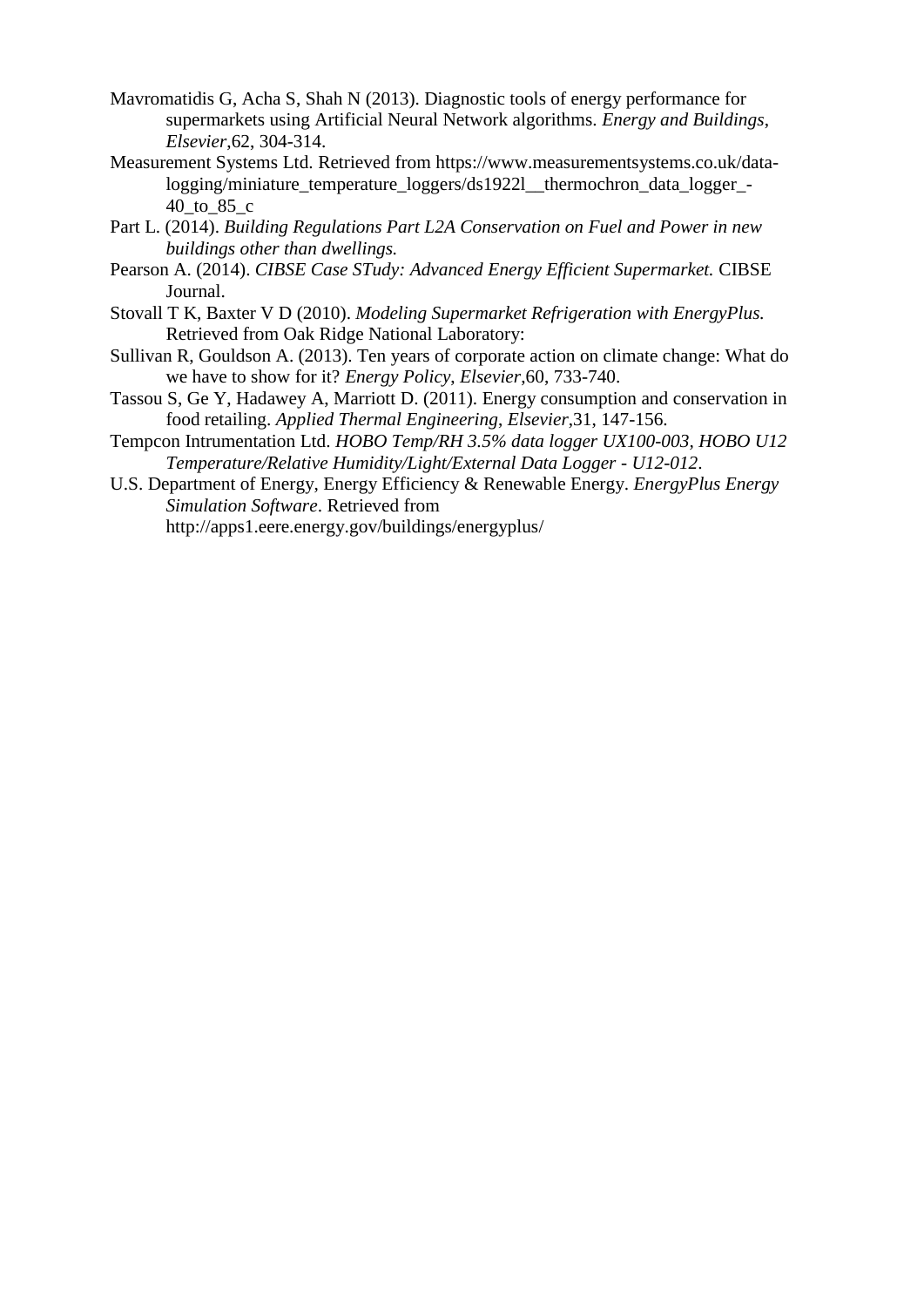Mavromatidis G, Acha S, Shah N (2013). Diagnostic tools of energy performance for supermarkets using Artificial Neural Network algorithms. *Energy and Buildings*, *Elsevier*,62, 304-314.

Measurement Systems Ltd. Retrieved from https://www.measurementsystems.co.uk/data-logging/miniature_temperature_loggers/ds1922l__thermochron_data_logger_-40_to_85_c

Part L. (2014). *Building Regulations Part L2A Conservation on Fuel and Power in new buildings other than dwellings.*

Pearson A. (2014). *CIBSE Case STudy: Advanced Energy Efficient Supermarket.* CIBSE Journal.

Stovall T K, Baxter V D (2010). *Modeling Supermarket Refrigeration with EnergyPlus.* Retrieved from Oak Ridge National Laboratory:

Sullivan R, Gouldson A. (2013). Ten years of corporate action on climate change: What do we have to show for it? *Energy Policy*, *Elsevier*,60, 733-740.

Tassou S, Ge Y, Hadawey A, Marriott D. (2011). Energy consumption and conservation in food retailing. *Applied Thermal Engineering*, *Elsevier*,31, 147-156.

Tempcon Intrumentation Ltd. *HOBO Temp/RH 3.5% data logger UX100-003, HOBO U12 Temperature/Relative Humidity/Light/External Data Logger - U12-012*.

U.S. Department of Energy, Energy Efficiency & Renewable Energy. *EnergyPlus Energy Simulation Software*. Retrieved from http://apps1.eere.energy.gov/buildings/energyplus/